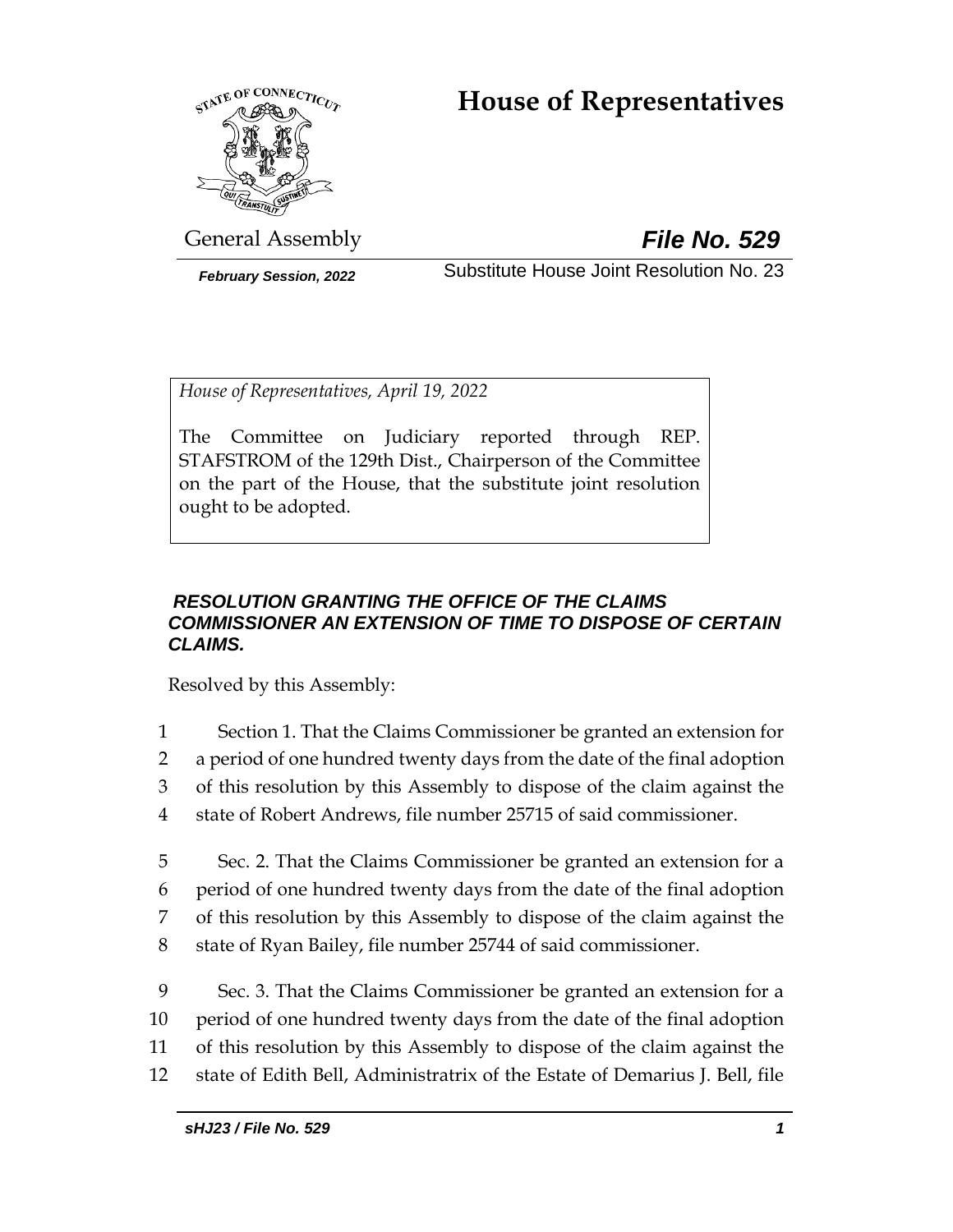# House of Representatives

General Assembly

***File No. 529***

***February Session, 2022***

Substitute House Joint Resolution No. 23

*House of Representatives, April 19, 2022*

The Committee on Judiciary reported through REP. STAFSTROM of the 129th Dist., Chairperson of the Committee on the part of the House, that the substitute joint resolution ought to be adopted.

***RESOLUTION GRANTING THE OFFICE OF THE CLAIMS COMMISSIONER AN EXTENSION OF TIME TO DISPOSE OF CERTAIN CLAIMS.***

Resolved by this Assembly:

1 Section 1. That the Claims Commissioner be granted an extension for
2 a period of one hundred twenty days from the date of the final adoption
3 of this resolution by this Assembly to dispose of the claim against the
4 state of Robert Andrews, file number 25715 of said commissioner.

5 Sec. 2. That the Claims Commissioner be granted an extension for a
6 period of one hundred twenty days from the date of the final adoption
7 of this resolution by this Assembly to dispose of the claim against the
8 state of Ryan Bailey, file number 25744 of said commissioner.

9 Sec. 3. That the Claims Commissioner be granted an extension for a
10 period of one hundred twenty days from the date of the final adoption
11 of this resolution by this Assembly to dispose of the claim against the
12 state of Edith Bell, Administratrix of the Estate of Demarius J. Bell, file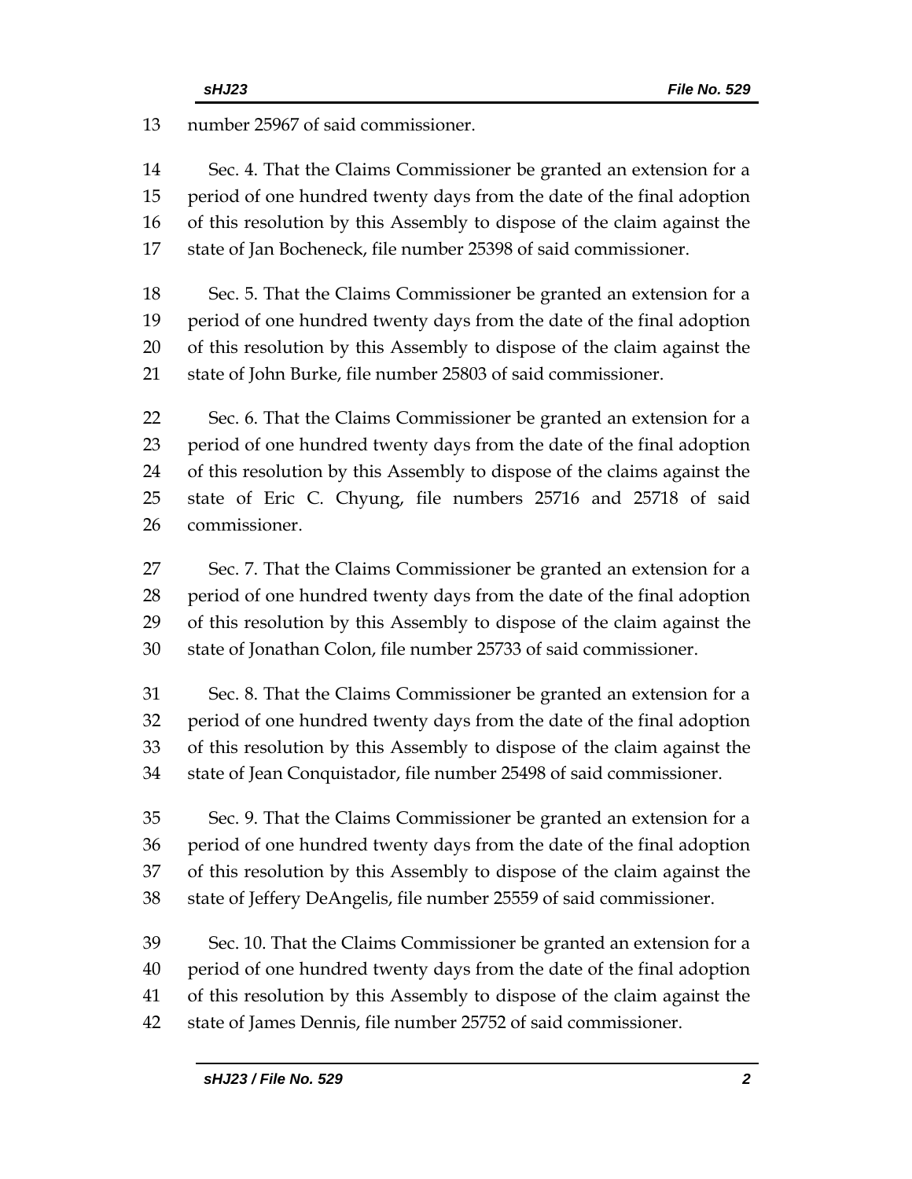number 25967 of said commissioner.

Sec. 4. That the Claims Commissioner be granted an extension for a period of one hundred twenty days from the date of the final adoption of this resolution by this Assembly to dispose of the claim against the state of Jan Bocheneck, file number 25398 of said commissioner.

Sec. 5. That the Claims Commissioner be granted an extension for a period of one hundred twenty days from the date of the final adoption of this resolution by this Assembly to dispose of the claim against the state of John Burke, file number 25803 of said commissioner.

Sec. 6. That the Claims Commissioner be granted an extension for a period of one hundred twenty days from the date of the final adoption of this resolution by this Assembly to dispose of the claims against the state of Eric C. Chyung, file numbers 25716 and 25718 of said commissioner.

Sec. 7. That the Claims Commissioner be granted an extension for a period of one hundred twenty days from the date of the final adoption of this resolution by this Assembly to dispose of the claim against the state of Jonathan Colon, file number 25733 of said commissioner.

Sec. 8. That the Claims Commissioner be granted an extension for a period of one hundred twenty days from the date of the final adoption of this resolution by this Assembly to dispose of the claim against the state of Jean Conquistador, file number 25498 of said commissioner.

Sec. 9. That the Claims Commissioner be granted an extension for a period of one hundred twenty days from the date of the final adoption of this resolution by this Assembly to dispose of the claim against the state of Jeffery DeAngelis, file number 25559 of said commissioner.

Sec. 10. That the Claims Commissioner be granted an extension for a period of one hundred twenty days from the date of the final adoption of this resolution by this Assembly to dispose of the claim against the state of James Dennis, file number 25752 of said commissioner.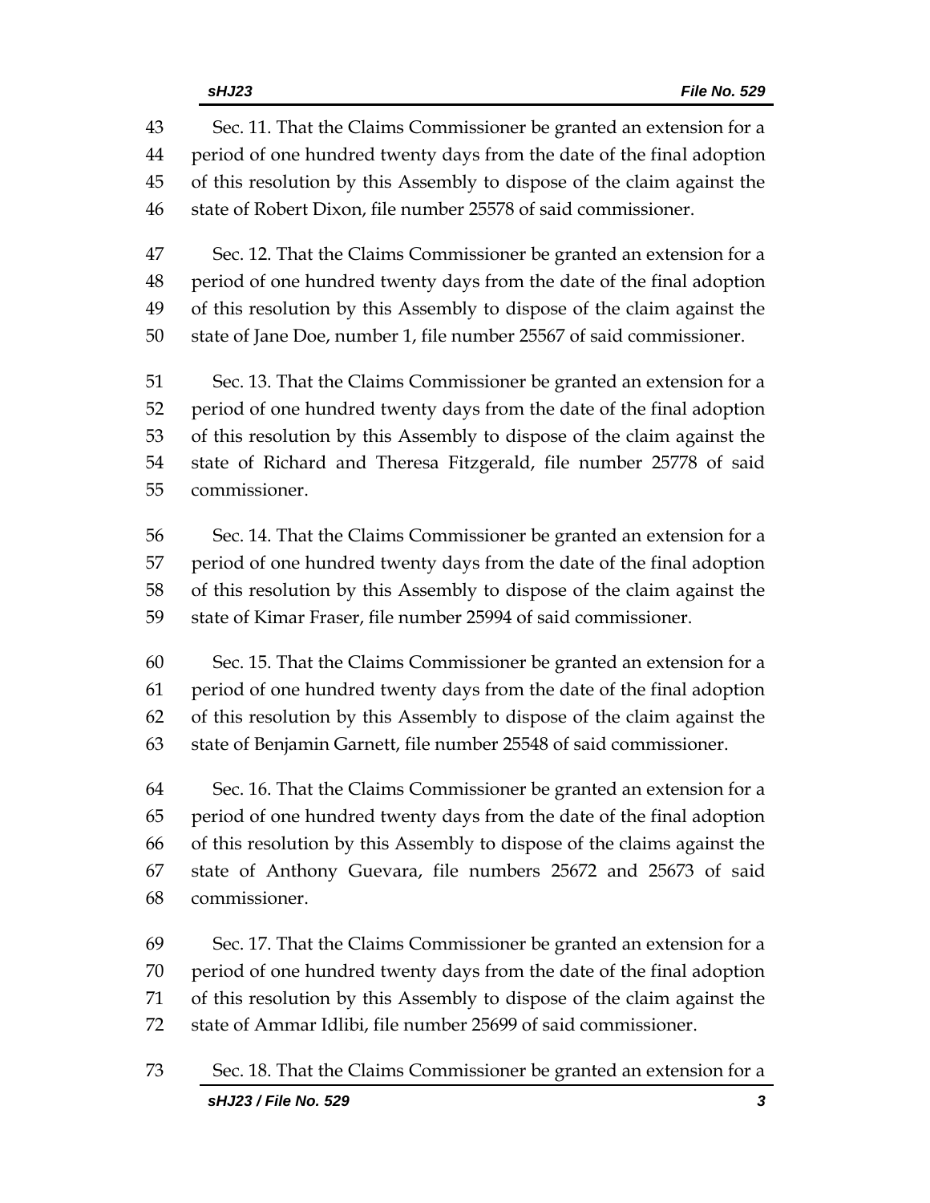Sec. 11. That the Claims Commissioner be granted an extension for a period of one hundred twenty days from the date of the final adoption of this resolution by this Assembly to dispose of the claim against the state of Robert Dixon, file number 25578 of said commissioner.

Sec. 12. That the Claims Commissioner be granted an extension for a period of one hundred twenty days from the date of the final adoption of this resolution by this Assembly to dispose of the claim against the state of Jane Doe, number 1, file number 25567 of said commissioner.

Sec. 13. That the Claims Commissioner be granted an extension for a period of one hundred twenty days from the date of the final adoption of this resolution by this Assembly to dispose of the claim against the state of Richard and Theresa Fitzgerald, file number 25778 of said commissioner.

Sec. 14. That the Claims Commissioner be granted an extension for a period of one hundred twenty days from the date of the final adoption of this resolution by this Assembly to dispose of the claim against the state of Kimar Fraser, file number 25994 of said commissioner.

Sec. 15. That the Claims Commissioner be granted an extension for a period of one hundred twenty days from the date of the final adoption of this resolution by this Assembly to dispose of the claim against the state of Benjamin Garnett, file number 25548 of said commissioner.

Sec. 16. That the Claims Commissioner be granted an extension for a period of one hundred twenty days from the date of the final adoption of this resolution by this Assembly to dispose of the claims against the state of Anthony Guevara, file numbers 25672 and 25673 of said commissioner.

Sec. 17. That the Claims Commissioner be granted an extension for a period of one hundred twenty days from the date of the final adoption of this resolution by this Assembly to dispose of the claim against the state of Ammar Idlibi, file number 25699 of said commissioner.

Sec. 18. That the Claims Commissioner be granted an extension for a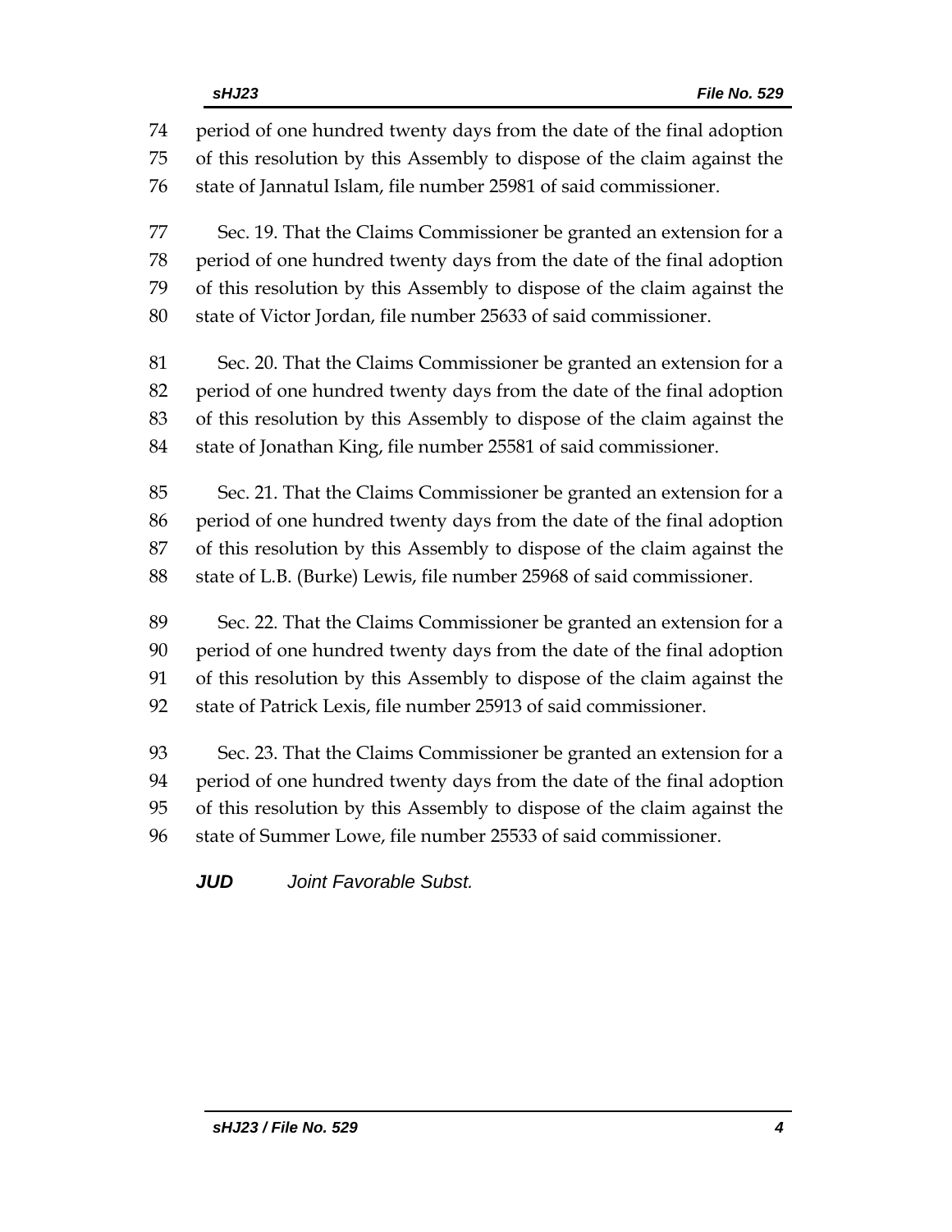period of one hundred twenty days from the date of the final adoption of this resolution by this Assembly to dispose of the claim against the state of Jannatul Islam, file number 25981 of said commissioner.

Sec. 19. That the Claims Commissioner be granted an extension for a period of one hundred twenty days from the date of the final adoption of this resolution by this Assembly to dispose of the claim against the state of Victor Jordan, file number 25633 of said commissioner.

Sec. 20. That the Claims Commissioner be granted an extension for a period of one hundred twenty days from the date of the final adoption of this resolution by this Assembly to dispose of the claim against the state of Jonathan King, file number 25581 of said commissioner.

Sec. 21. That the Claims Commissioner be granted an extension for a period of one hundred twenty days from the date of the final adoption of this resolution by this Assembly to dispose of the claim against the state of L.B. (Burke) Lewis, file number 25968 of said commissioner.

Sec. 22. That the Claims Commissioner be granted an extension for a period of one hundred twenty days from the date of the final adoption of this resolution by this Assembly to dispose of the claim against the state of Patrick Lexis, file number 25913 of said commissioner.

Sec. 23. That the Claims Commissioner be granted an extension for a period of one hundred twenty days from the date of the final adoption of this resolution by this Assembly to dispose of the claim against the state of Summer Lowe, file number 25533 of said commissioner.

***JUD*** *Joint Favorable Subst.*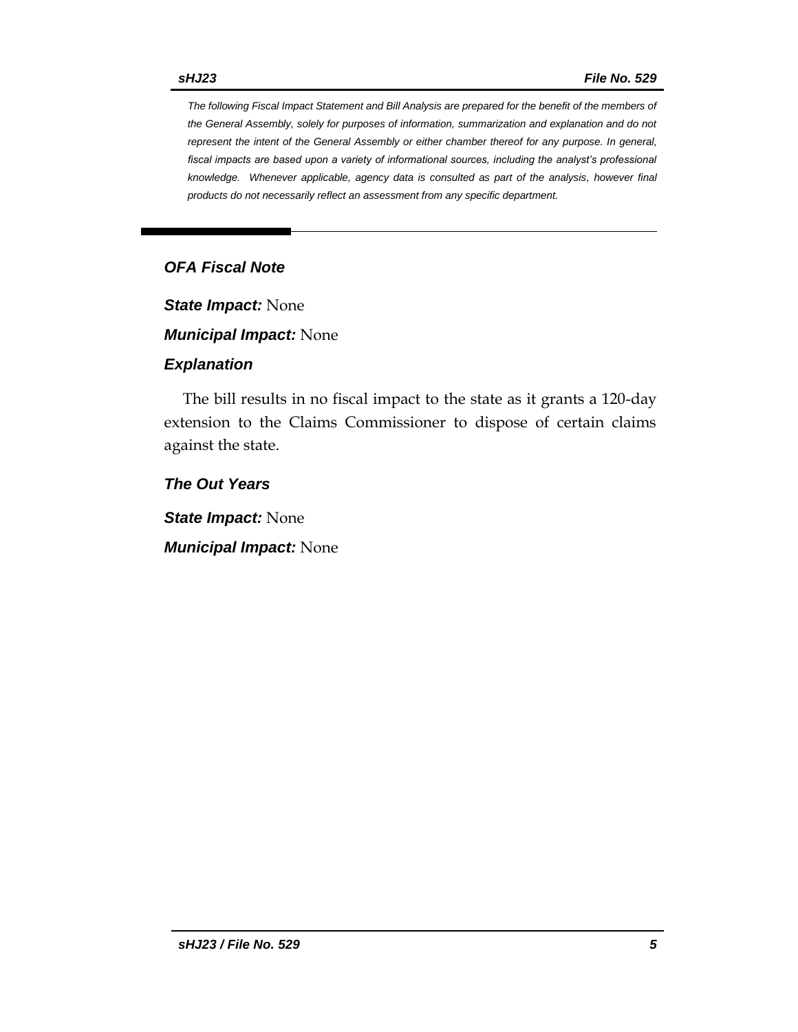*The following Fiscal Impact Statement and Bill Analysis are prepared for the benefit of the members of the General Assembly, solely for purposes of information, summarization and explanation and do not represent the intent of the General Assembly or either chamber thereof for any purpose. In general, fiscal impacts are based upon a variety of informational sources, including the analyst's professional knowledge. Whenever applicable, agency data is consulted as part of the analysis, however final products do not necessarily reflect an assessment from any specific department.*

---

## *OFA Fiscal Note*

***State Impact:*** None

***Municipal Impact:*** None

### *Explanation*

The bill results in no fiscal impact to the state as it grants a 120-day extension to the Claims Commissioner to dispose of certain claims against the state.

### *The Out Years*

***State Impact:*** None

***Municipal Impact:*** None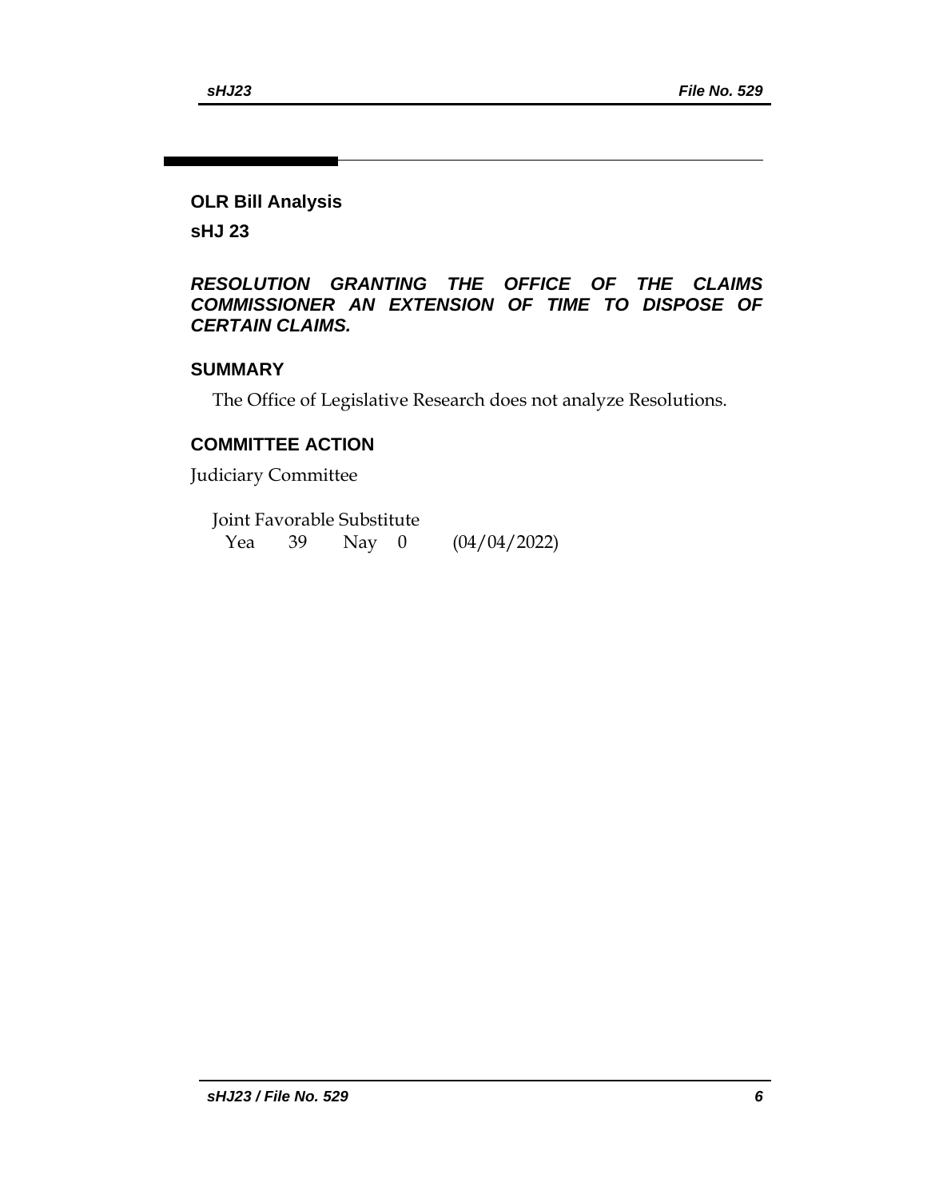**OLR Bill Analysis**

**sHJ 23**

***RESOLUTION GRANTING THE OFFICE OF THE CLAIMS COMMISSIONER AN EXTENSION OF TIME TO DISPOSE OF CERTAIN CLAIMS.***

## SUMMARY

The Office of Legislative Research does not analyze Resolutions.

## COMMITTEE ACTION

Judiciary Committee

Joint Favorable Substitute

| | | | | |
|---|---|---|---|---|
| Yea | 39 | Nay | 0 | (04/04/2022) |